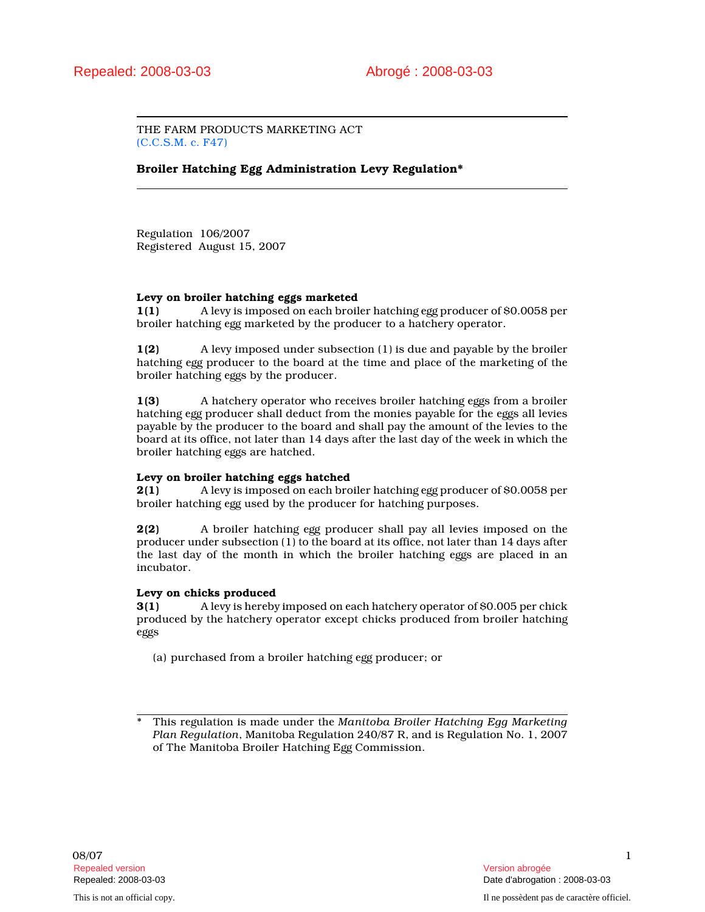Repealed: 2008-03-03 Abrogé : 2008-03-03

THE FARM PRODUCTS MARKETING ACT
(C.C.S.M. c. F47)

**Broiler Hatching Egg Administration Levy Regulation***

Regulation 106/2007
Registered August 15, 2007

**Levy on broiler hatching eggs marketed**

**1(1)** A levy is imposed on each broiler hatching egg producer of $0.0058 per broiler hatching egg marketed by the producer to a hatchery operator.

**1(2)** A levy imposed under subsection (1) is due and payable by the broiler hatching egg producer to the board at the time and place of the marketing of the broiler hatching eggs by the producer.

**1(3)** A hatchery operator who receives broiler hatching eggs from a broiler hatching egg producer shall deduct from the monies payable for the eggs all levies payable by the producer to the board and shall pay the amount of the levies to the board at its office, not later than 14 days after the last day of the week in which the broiler hatching eggs are hatched.

**Levy on broiler hatching eggs hatched**

**2(1)** A levy is imposed on each broiler hatching egg producer of $0.0058 per broiler hatching egg used by the producer for hatching purposes.

**2(2)** A broiler hatching egg producer shall pay all levies imposed on the producer under subsection (1) to the board at its office, not later than 14 days after the last day of the month in which the broiler hatching eggs are placed in an incubator.

**Levy on chicks produced**

**3(1)** A levy is hereby imposed on each hatchery operator of $0.005 per chick produced by the hatchery operator except chicks produced from broiler hatching eggs

(a) purchased from a broiler hatching egg producer; or

\* This regulation is made under the *Manitoba Broiler Hatching Egg Marketing Plan Regulation*, Manitoba Regulation 240/87 R, and is Regulation No. 1, 2007 of The Manitoba Broiler Hatching Egg Commission.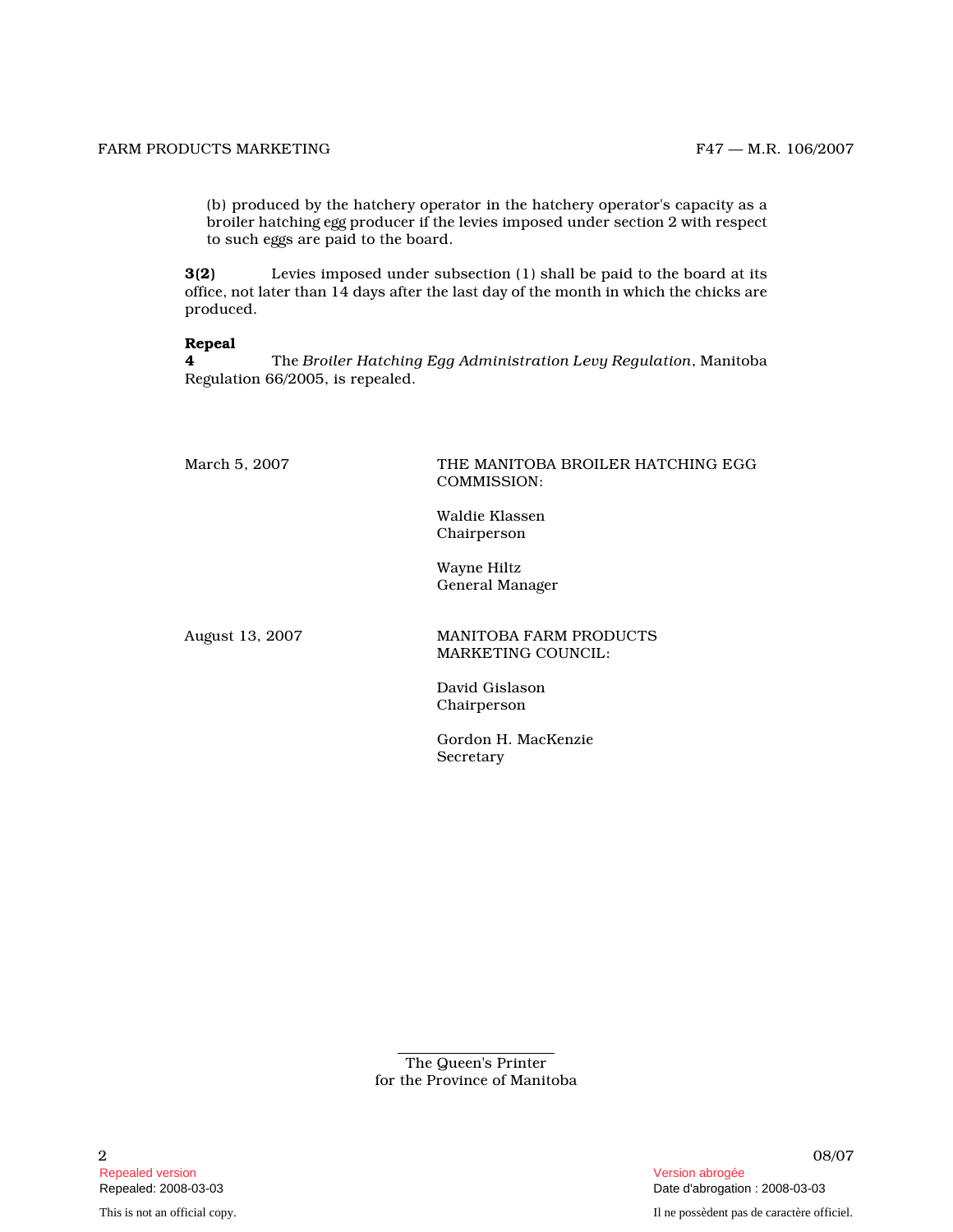(b) produced by the hatchery operator in the hatchery operator's capacity as a broiler hatching egg producer if the levies imposed under section 2 with respect to such eggs are paid to the board.

**3(2)** Levies imposed under subsection (1) shall be paid to the board at its office, not later than 14 days after the last day of the month in which the chicks are produced.

**Repeal**

**4** The *Broiler Hatching Egg Administration Levy Regulation*, Manitoba Regulation 66/2005, is repealed.

March 5, 2007

THE MANITOBA BROILER HATCHING EGG COMMISSION:

Waldie Klassen
Chairperson

Wayne Hiltz
General Manager

August 13, 2007

MANITOBA FARM PRODUCTS MARKETING COUNCIL:

David Gislason
Chairperson

Gordon H. MacKenzie
Secretary

The Queen's Printer
for the Province of Manitoba

Repealed version
Repealed: 2008-03-03

Version abrogée
Date d'abrogation : 2008-03-03

This is not an official copy.

Il ne possèdent pas de caractère officiel.